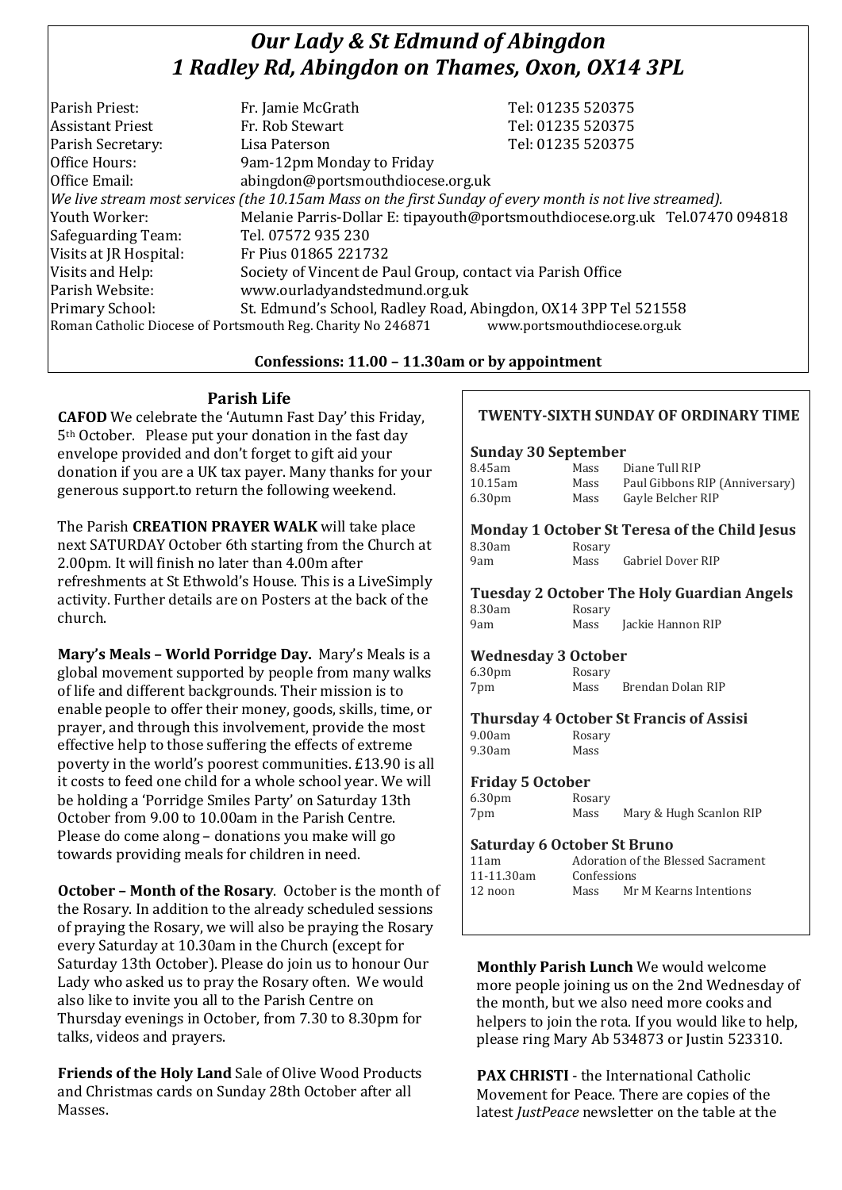# *Our Lady & St Edmund of Abingdon*
# *1 Radley Rd, Abingdon on Thames, Oxon, OX14 3PL*

| | | |
|---|---|---|
| Parish Priest: | Fr. Jamie McGrath | Tel: 01235 520375 |
| Assistant Priest | Fr. Rob Stewart | Tel: 01235 520375 |
| Parish Secretary: | Lisa Paterson | Tel: 01235 520375 |
| Office Hours: | 9am-12pm Monday to Friday | |
| Office Email: | abingdon@portsmouthdiocese.org.uk | |

*We live stream most services (the 10.15am Mass on the first Sunday of every month is not live streamed).*

| | |
|---|---|
| Youth Worker: | Melanie Parris-Dollar E: tipayouth@portsmouthdiocese.org.uk Tel.07470 094818 |
| Safeguarding Team: | Tel. 07572 935 230 |
| Visits at JR Hospital: | Fr Pius 01865 221732 |
| Visits and Help: | Society of Vincent de Paul Group, contact via Parish Office |
| Parish Website: | www.ourladyandstedmund.org.uk |
| Primary School: | St. Edmund's School, Radley Road, Abingdon, OX14 3PP Tel 521558 |

Roman Catholic Diocese of Portsmouth Reg. Charity No 246871 www.portsmouthdiocese.org.uk

**Confessions: 11.00 – 11.30am or by appointment**

## Parish Life

**CAFOD** We celebrate the 'Autumn Fast Day' this Friday, 5th October. Please put your donation in the fast day envelope provided and don't forget to gift aid your donation if you are a UK tax payer. Many thanks for your generous support.to return the following weekend.

The Parish **CREATION PRAYER WALK** will take place next SATURDAY October 6th starting from the Church at 2.00pm. It will finish no later than 4.00m after refreshments at St Ethwold's House. This is a LiveSimply activity. Further details are on Posters at the back of the church.

**Mary's Meals – World Porridge Day.** Mary's Meals is a global movement supported by people from many walks of life and different backgrounds. Their mission is to enable people to offer their money, goods, skills, time, or prayer, and through this involvement, provide the most effective help to those suffering the effects of extreme poverty in the world's poorest communities. £13.90 is all it costs to feed one child for a whole school year. We will be holding a 'Porridge Smiles Party' on Saturday 13th October from 9.00 to 10.00am in the Parish Centre. Please do come along – donations you make will go towards providing meals for children in need.

**October – Month of the Rosary**. October is the month of the Rosary. In addition to the already scheduled sessions of praying the Rosary, we will also be praying the Rosary every Saturday at 10.30am in the Church (except for Saturday 13th October). Please do join us to honour Our Lady who asked us to pray the Rosary often. We would also like to invite you all to the Parish Centre on Thursday evenings in October, from 7.30 to 8.30pm for talks, videos and prayers.

**Friends of the Holy Land** Sale of Olive Wood Products and Christmas cards on Sunday 28th October after all Masses.

### TWENTY-SIXTH SUNDAY OF ORDINARY TIME

**Sunday 30 September**

| | | |
|---|---|---|
| 8.45am | Mass | Diane Tull RIP |
| 10.15am | Mass | Paul Gibbons RIP (Anniversary) |
| 6.30pm | Mass | Gayle Belcher RIP |

**Monday 1 October St Teresa of the Child Jesus**

| | | |
|---|---|---|
| 8.30am | Rosary | |
| 9am | Mass | Gabriel Dover RIP |

**Tuesday 2 October The Holy Guardian Angels**

| | | |
|---|---|---|
| 8.30am | Rosary | |
| 9am | Mass | Jackie Hannon RIP |

**Wednesday 3 October**

| | | |
|---|---|---|
| 6.30pm | Rosary | |
| 7pm | Mass | Brendan Dolan RIP |

**Thursday 4 October St Francis of Assisi**

| | | |
|---|---|---|
| 9.00am | Rosary | |
| 9.30am | Mass | |

**Friday 5 October**

| | | |
|---|---|---|
| 6.30pm | Rosary | |
| 7pm | Mass | Mary & Hugh Scanlon RIP |

**Saturday 6 October St Bruno**

| | | |
|---|---|---|
| 11am | Adoration of the Blessed Sacrament | |
| 11-11.30am | Confessions | |
| 12 noon | Mass | Mr M Kearns Intentions |

**Monthly Parish Lunch** We would welcome more people joining us on the 2nd Wednesday of the month, but we also need more cooks and helpers to join the rota. If you would like to help, please ring Mary Ab 534873 or Justin 523310.

**PAX CHRISTI** - the International Catholic Movement for Peace. There are copies of the latest *JustPeace* newsletter on the table at the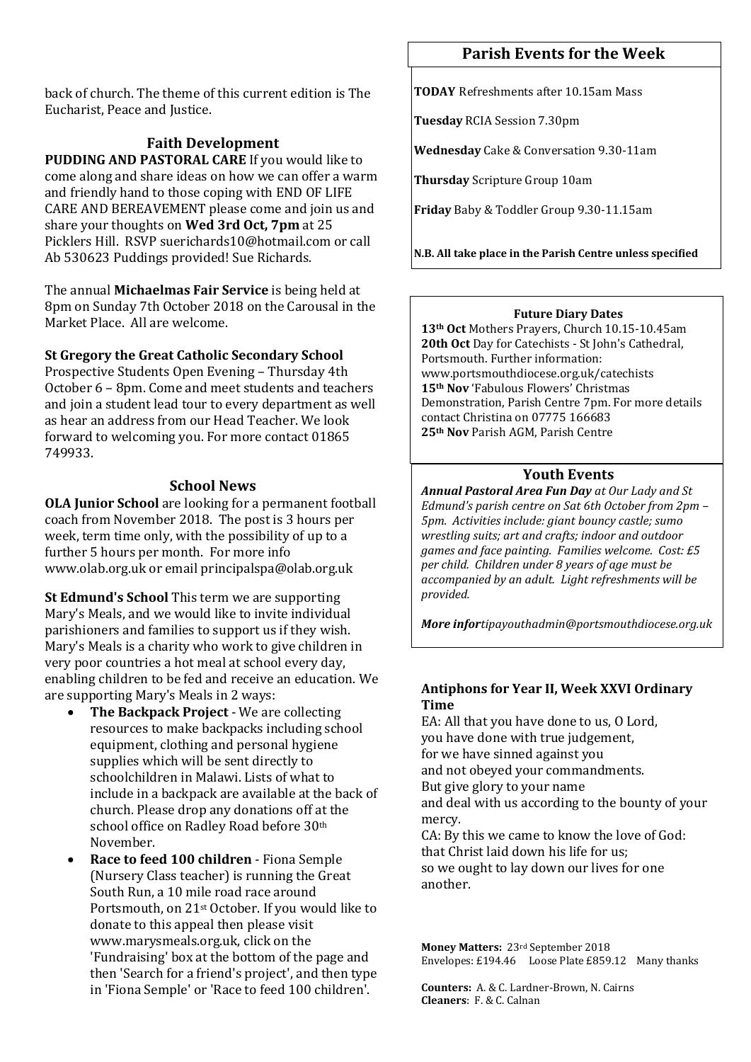back of church. The theme of this current edition is The Eucharist, Peace and Justice.

## Faith Development

**PUDDING AND PASTORAL CARE** If you would like to come along and share ideas on how we can offer a warm and friendly hand to those coping with END OF LIFE CARE AND BEREAVEMENT please come and join us and share your thoughts on **Wed 3rd Oct, 7pm** at 25 Picklers Hill. RSVP suerichards10@hotmail.com or call Ab 530623 Puddings provided! Sue Richards.

The annual **Michaelmas Fair Service** is being held at 8pm on Sunday 7th October 2018 on the Carousal in the Market Place. All are welcome.

**St Gregory the Great Catholic Secondary School**
Prospective Students Open Evening – Thursday 4th October 6 – 8pm. Come and meet students and teachers and join a student lead tour to every department as well as hear an address from our Head Teacher. We look forward to welcoming you. For more contact 01865 749933.

## School News

**OLA Junior School** are looking for a permanent football coach from November 2018. The post is 3 hours per week, term time only, with the possibility of up to a further 5 hours per month. For more info www.olab.org.uk or email principalspa@olab.org.uk

**St Edmund's School** This term we are supporting Mary's Meals, and we would like to invite individual parishioners and families to support us if they wish. Mary's Meals is a charity who work to give children in very poor countries a hot meal at school every day, enabling children to be fed and receive an education. We are supporting Mary's Meals in 2 ways:

- **The Backpack Project** - We are collecting resources to make backpacks including school equipment, clothing and personal hygiene supplies which will be sent directly to schoolchildren in Malawi. Lists of what to include in a backpack are available at the back of church. Please drop any donations off at the school office on Radley Road before 30th November.
- **Race to feed 100 children** - Fiona Semple (Nursery Class teacher) is running the Great South Run, a 10 mile road race around Portsmouth, on 21st October. If you would like to donate to this appeal then please visit www.marysmeals.org.uk, click on the 'Fundraising' box at the bottom of the page and then 'Search for a friend's project', and then type in 'Fiona Semple' or 'Race to feed 100 children'.

## Parish Events for the Week

**TODAY** Refreshments after 10.15am Mass

**Tuesday** RCIA Session 7.30pm

**Wednesday** Cake & Conversation 9.30-11am

**Thursday** Scripture Group 10am

**Friday** Baby & Toddler Group 9.30-11.15am

**N.B. All take place in the Parish Centre unless specified**

### Future Diary Dates

**13th Oct** Mothers Prayers, Church 10.15-10.45am
**20th Oct** Day for Catechists - St John's Cathedral, Portsmouth. Further information: www.portsmouthdiocese.org.uk/catechists
**15th Nov** 'Fabulous Flowers' Christmas Demonstration, Parish Centre 7pm. For more details contact Christina on 07775 166683
**25th Nov** Parish AGM, Parish Centre

## Youth Events

***Annual Pastoral Area Fun Day*** *at Our Lady and St Edmund's parish centre on Sat 6th October from 2pm – 5pm. Activities include: giant bouncy castle; sumo wrestling suits; art and crafts; indoor and outdoor games and face painting. Families welcome. Cost: £5 per child. Children under 8 years of age must be accompanied by an adult. Light refreshments will be provided.*

***More info****rtipayouthadmin@portsmouthdiocese.org.uk*

### Antiphons for Year II, Week XXVI Ordinary Time

EA: All that you have done to us, O Lord,
you have done with true judgement,
for we have sinned against you
and not obeyed your commandments.
But give glory to your name
and deal with us according to the bounty of your mercy.
CA: By this we came to know the love of God:
that Christ laid down his life for us;
so we ought to lay down our lives for one another.

**Money Matters:** 23rd September 2018
Envelopes: £194.46 Loose Plate £859.12 Many thanks

**Counters:** A. & C. Lardner-Brown, N. Cairns
**Cleaners**: F. & C. Calnan